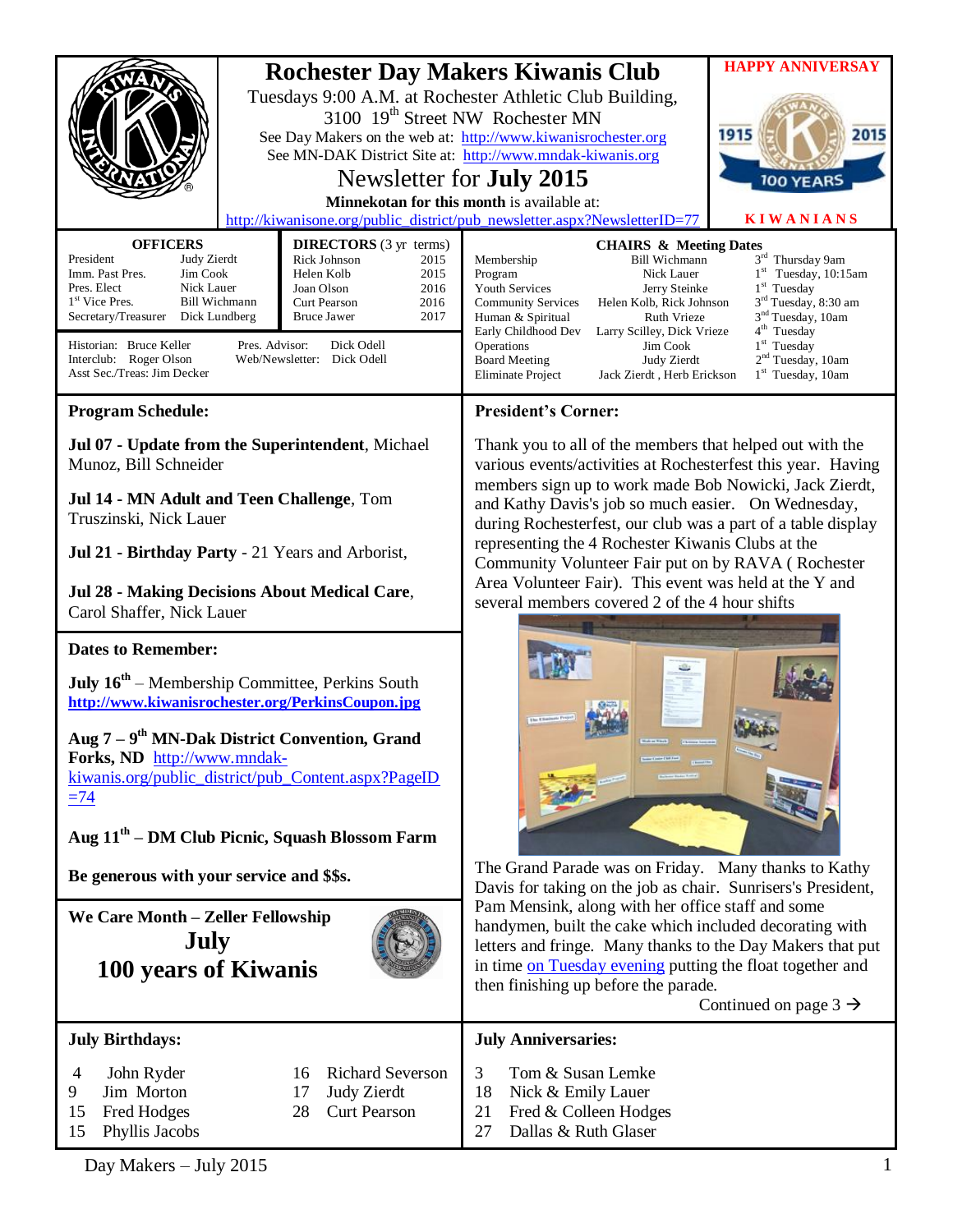# Rochester Day Makers Kiwanis Club

Tuesdays 9:00 A.M. at Rochester Athletic Club Building, 3100 19th Street NW Rochester MN

See Day Makers on the web at: http://www.kiwanisrochester.org

See MN-DAK District Site at: http://www.mndak-kiwanis.org

## Newsletter for July 2015

**Minnekotan for this month** is available at: http://kiwanisone.org/public_district/pub_newsletter.aspx?NewsletterID=77

**HAPPY ANNIVERSAY**

1915 2015 100 YEARS

**KIWANIANS**

### OFFICERS

| | |
|---|---|
| President | Judy Zierdt |
| Imm. Past Pres. | Jim Cook |
| Pres. Elect | Nick Lauer |
| 1st Vice Pres. | Bill Wichmann |
| Secretary/Treasurer | Dick Lundberg |

### DIRECTORS (3 yr terms)

| | |
|---|---|
| Rick Johnson | 2015 |
| Helen Kolb | 2015 |
| Joan Olson | 2016 |
| Curt Pearson | 2016 |
| Bruce Jawer | 2017 |

Historian: Bruce Keller
Interclub: Roger Olson
Asst Sec./Treas: Jim Decker
Pres. Advisor: Dick Odell
Web/Newsletter: Dick Odell

### CHAIRS & Meeting Dates

| | | |
|---|---|---|
| Membership | Bill Wichmann | 3rd Thursday 9am |
| Program | Nick Lauer | 1st Tuesday, 10:15am |
| Youth Services | Jerry Steinke | 1st Tuesday |
| Community Services | Helen Kolb, Rick Johnson | 3rd Tuesday, 8:30 am |
| Human & Spiritual | Ruth Vrieze | 3nd Tuesday, 10am |
| Early Childhood Dev | Larry Scilley, Dick Vrieze | 4th Tuesday |
| Operations | Jim Cook | 1st Tuesday |
| Board Meeting | Judy Zierdt | 2nd Tuesday, 10am |
| Eliminate Project | Jack Zierdt , Herb Erickson | 1st Tuesday, 10am |

## Program Schedule:

**Jul 07 - Update from the Superintendent**, Michael Munoz, Bill Schneider

**Jul 14 - MN Adult and Teen Challenge**, Tom Truszinski, Nick Lauer

**Jul 21 - Birthday Party** - 21 Years and Arborist,

**Jul 28 - Making Decisions About Medical Care**, Carol Shaffer, Nick Lauer

## Dates to Remember:

**July 16th** – Membership Committee, Perkins South
**http://www.kiwanisrochester.org/PerkinsCoupon.jpg**

**Aug 7 – 9th MN-Dak District Convention, Grand Forks, ND** http://www.mndak-kiwanis.org/public_district/pub_Content.aspx?PageID=74

**Aug 11th – DM Club Picnic, Squash Blossom Farm**

**Be generous with your service and $$s.**

**We Care Month – Zeller Fellowship**

## July
## 100 years of Kiwanis

## President's Corner:

Thank you to all of the members that helped out with the various events/activities at Rochesterfest this year. Having members sign up to work made Bob Nowicki, Jack Zierdt, and Kathy Davis's job so much easier. On Wednesday, during Rochesterfest, our club was a part of a table display representing the 4 Rochester Kiwanis Clubs at the Community Volunteer Fair put on by RAVA ( Rochester Area Volunteer Fair). This event was held at the Y and several members covered 2 of the 4 hour shifts

The Grand Parade was on Friday. Many thanks to Kathy Davis for taking on the job as chair. Sunrisers's President, Pam Mensink, along with her office staff and some handymen, built the cake which included decorating with letters and fringe. Many thanks to the Day Makers that put in time on Tuesday evening putting the float together and then finishing up before the parade.

Continued on page 3 →

## July Birthdays:

| | |
|---|---|
| 4 | John Ryder |
| 9 | Jim Morton |
| 15 | Fred Hodges |
| 15 | Phyllis Jacobs |
| 16 | Richard Severson |
| 17 | Judy Zierdt |
| 28 | Curt Pearson |

## July Anniversaries:

| | |
|---|---|
| 3 | Tom & Susan Lemke |
| 18 | Nick & Emily Lauer |
| 21 | Fred & Colleen Hodges |
| 27 | Dallas & Ruth Glaser |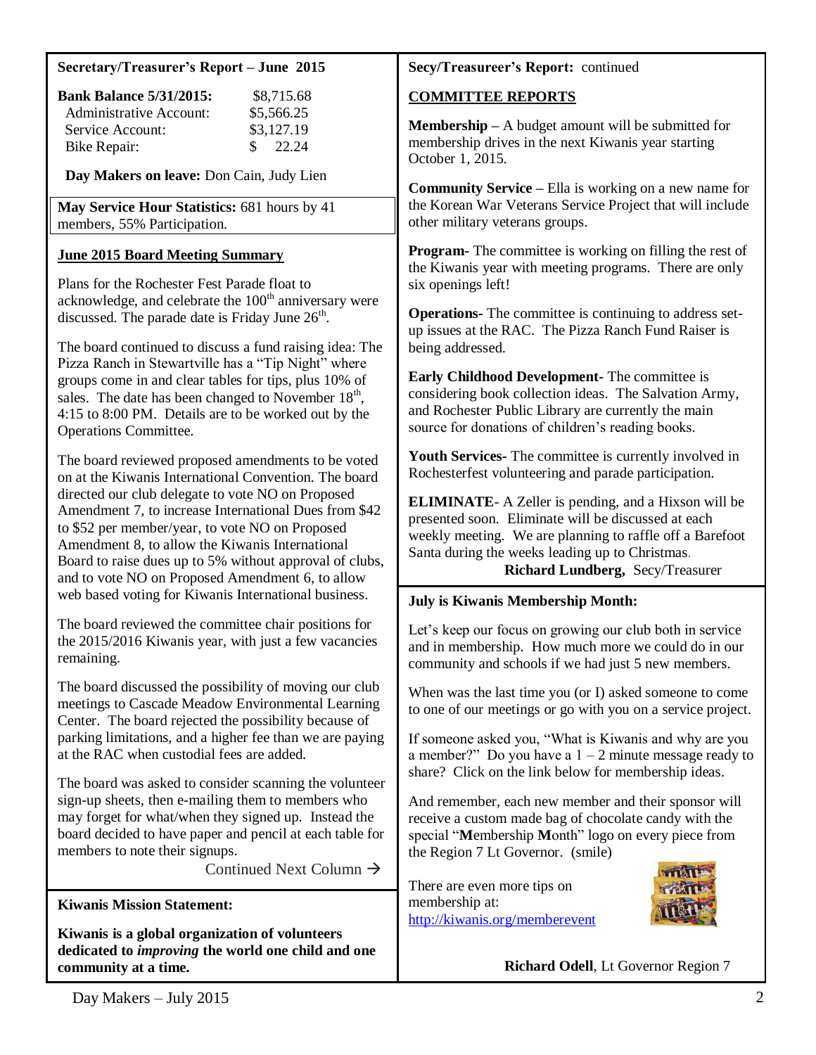## Secretary/Treasurer's Report – June 2015

| **Bank Balance 5/31/2015:** | $8,715.68 |
|---|---|
| Administrative Account: | $5,566.25 |
| Service Account: | $3,127.19 |
| Bike Repair: | $ 22.24 |

**Day Makers on leave:** Don Cain, Judy Lien

**May Service Hour Statistics:** 681 hours by 41 members, 55% Participation.

### June 2015 Board Meeting Summary

Plans for the Rochester Fest Parade float to acknowledge, and celebrate the 100th anniversary were discussed. The parade date is Friday June 26th.

The board continued to discuss a fund raising idea: The Pizza Ranch in Stewartville has a "Tip Night" where groups come in and clear tables for tips, plus 10% of sales. The date has been changed to November 18th, 4:15 to 8:00 PM. Details are to be worked out by the Operations Committee.

The board reviewed proposed amendments to be voted on at the Kiwanis International Convention. The board directed our club delegate to vote NO on Proposed Amendment 7, to increase International Dues from $42 to $52 per member/year, to vote NO on Proposed Amendment 8, to allow the Kiwanis International Board to raise dues up to 5% without approval of clubs, and to vote NO on Proposed Amendment 6, to allow web based voting for Kiwanis International business.

The board reviewed the committee chair positions for the 2015/2016 Kiwanis year, with just a few vacancies remaining.

The board discussed the possibility of moving our club meetings to Cascade Meadow Environmental Learning Center. The board rejected the possibility because of parking limitations, and a higher fee than we are paying at the RAC when custodial fees are added.

The board was asked to consider scanning the volunteer sign-up sheets, then e-mailing them to members who may forget for what/when they signed up. Instead the board decided to have paper and pencil at each table for members to note their signups.

Continued Next Column →

**Secy/Treasureer's Report:** continued

### COMMITTEE REPORTS

**Membership –** A budget amount will be submitted for membership drives in the next Kiwanis year starting October 1, 2015.

**Community Service –** Ella is working on a new name for the Korean War Veterans Service Project that will include other military veterans groups.

**Program-** The committee is working on filling the rest of the Kiwanis year with meeting programs. There are only six openings left!

**Operations-** The committee is continuing to address set-up issues at the RAC. The Pizza Ranch Fund Raiser is being addressed.

**Early Childhood Development-** The committee is considering book collection ideas. The Salvation Army, and Rochester Public Library are currently the main source for donations of children's reading books.

**Youth Services-** The committee is currently involved in Rochesterfest volunteering and parade participation.

**ELIMINATE**- A Zeller is pending, and a Hixson will be presented soon. Eliminate will be discussed at each weekly meeting. We are planning to raffle off a Barefoot Santa during the weeks leading up to Christmas.

**Richard Lundberg,** Secy/Treasurer

## Kiwanis Mission Statement:

**Kiwanis is a global organization of volunteers dedicated to *improving* the world one child and one community at a time.**

## July is Kiwanis Membership Month:

Let's keep our focus on growing our club both in service and in membership. How much more we could do in our community and schools if we had just 5 new members.

When was the last time you (or I) asked someone to come to one of our meetings or go with you on a service project.

If someone asked you, "What is Kiwanis and why are you a member?" Do you have a 1 – 2 minute message ready to share? Click on the link below for membership ideas.

And remember, each new member and their sponsor will receive a custom made bag of chocolate candy with the special "**M**embership **M**onth" logo on every piece from the Region 7 Lt Governor. (smile)

There are even more tips on membership at: http://kiwanis.org/memberevent

**Richard Odell**, Lt Governor Region 7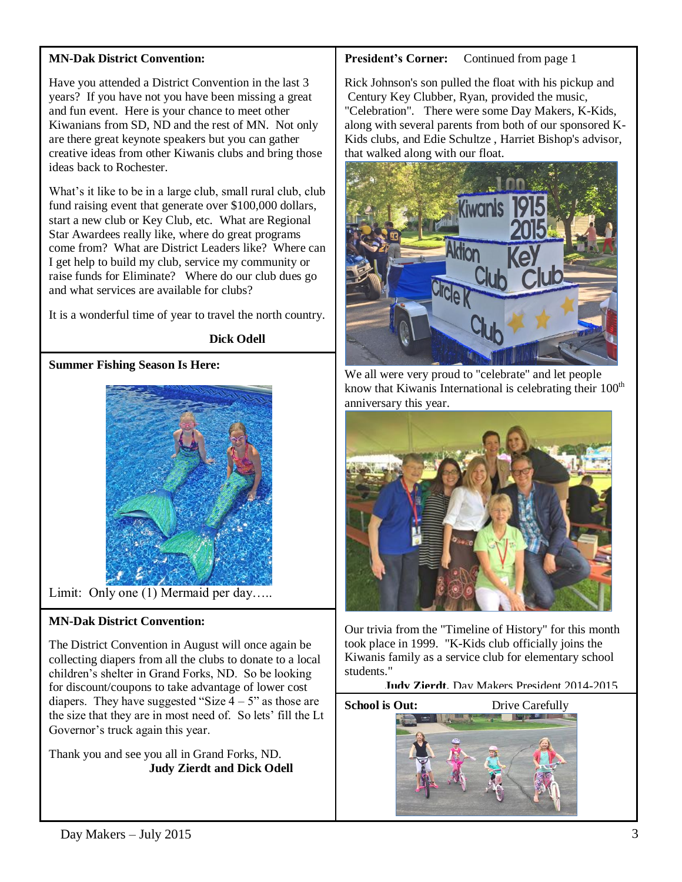**MN-Dak District Convention:**

Have you attended a District Convention in the last 3 years? If you have not you have been missing a great and fun event. Here is your chance to meet other Kiwanians from SD, ND and the rest of MN. Not only are there great keynote speakers but you can gather creative ideas from other Kiwanis clubs and bring those ideas back to Rochester.

What's it like to be in a large club, small rural club, club fund raising event that generate over $100,000 dollars, start a new club or Key Club, etc. What are Regional Star Awardees really like, where do great programs come from? What are District Leaders like? Where can I get help to build my club, service my community or raise funds for Eliminate? Where do our club dues go and what services are available for clubs?

It is a wonderful time of year to travel the north country.

**Dick Odell**

**Summer Fishing Season Is Here:**

Limit: Only one (1) Mermaid per day…..

**MN-Dak District Convention:**

The District Convention in August will once again be collecting diapers from all the clubs to donate to a local children's shelter in Grand Forks, ND. So be looking for discount/coupons to take advantage of lower cost diapers. They have suggested "Size 4 – 5" as those are the size that they are in most need of. So lets' fill the Lt Governor's truck again this year.

Thank you and see you all in Grand Forks, ND.
**Judy Zierdt and Dick Odell**

**President's Corner:** Continued from page 1

Rick Johnson's son pulled the float with his pickup and Century Key Clubber, Ryan, provided the music, "Celebration". There were some Day Makers, K-Kids, along with several parents from both of our sponsored K-Kids clubs, and Edie Schultze , Harriet Bishop's advisor, that walked along with our float.

We all were very proud to "celebrate" and let people know that Kiwanis International is celebrating their 100th anniversary this year.

Our trivia from the "Timeline of History" for this month took place in 1999. "K-Kids club officially joins the Kiwanis family as a service club for elementary school students."

**Judy Zierdt**, Day Makers President 2014-2015

**School is Out:** Drive Carefully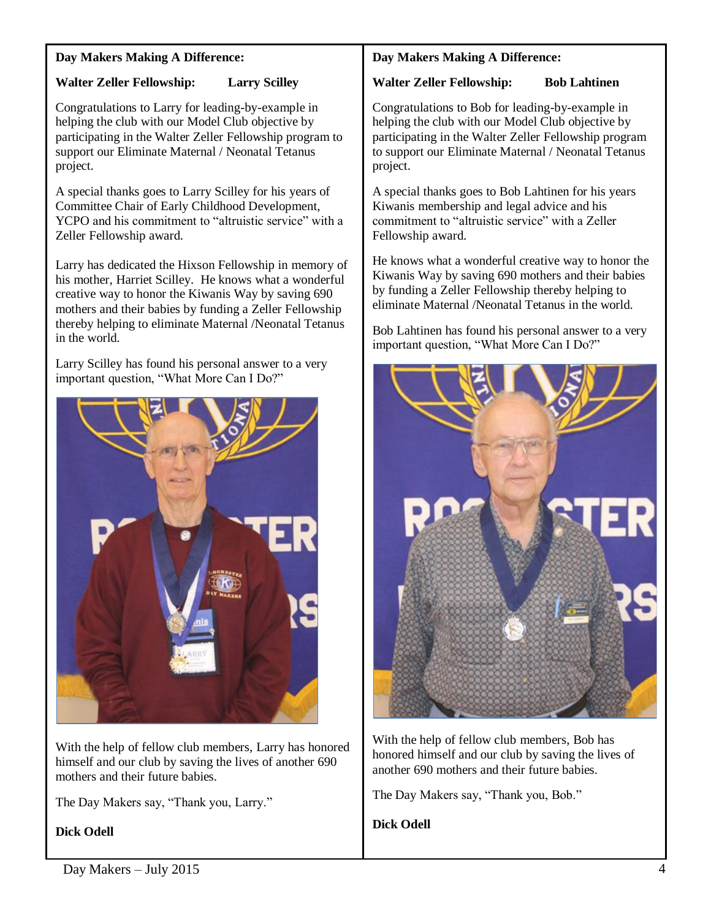**Day Makers Making A Difference:**

**Walter Zeller Fellowship: Larry Scilley**

Congratulations to Larry for leading-by-example in helping the club with our Model Club objective by participating in the Walter Zeller Fellowship program to support our Eliminate Maternal / Neonatal Tetanus project.

A special thanks goes to Larry Scilley for his years of Committee Chair of Early Childhood Development, YCPO and his commitment to "altruistic service" with a Zeller Fellowship award.

Larry has dedicated the Hixson Fellowship in memory of his mother, Harriet Scilley. He knows what a wonderful creative way to honor the Kiwanis Way by saving 690 mothers and their babies by funding a Zeller Fellowship thereby helping to eliminate Maternal /Neonatal Tetanus in the world.

Larry Scilley has found his personal answer to a very important question, "What More Can I Do?"

With the help of fellow club members, Larry has honored himself and our club by saving the lives of another 690 mothers and their future babies.

The Day Makers say, "Thank you, Larry."

**Dick Odell**

**Day Makers Making A Difference:**

**Walter Zeller Fellowship: Bob Lahtinen**

Congratulations to Bob for leading-by-example in helping the club with our Model Club objective by participating in the Walter Zeller Fellowship program to support our Eliminate Maternal / Neonatal Tetanus project.

A special thanks goes to Bob Lahtinen for his years Kiwanis membership and legal advice and his commitment to "altruistic service" with a Zeller Fellowship award.

He knows what a wonderful creative way to honor the Kiwanis Way by saving 690 mothers and their babies by funding a Zeller Fellowship thereby helping to eliminate Maternal /Neonatal Tetanus in the world.

Bob Lahtinen has found his personal answer to a very important question, "What More Can I Do?"

With the help of fellow club members, Bob has honored himself and our club by saving the lives of another 690 mothers and their future babies.

The Day Makers say, "Thank you, Bob."

**Dick Odell**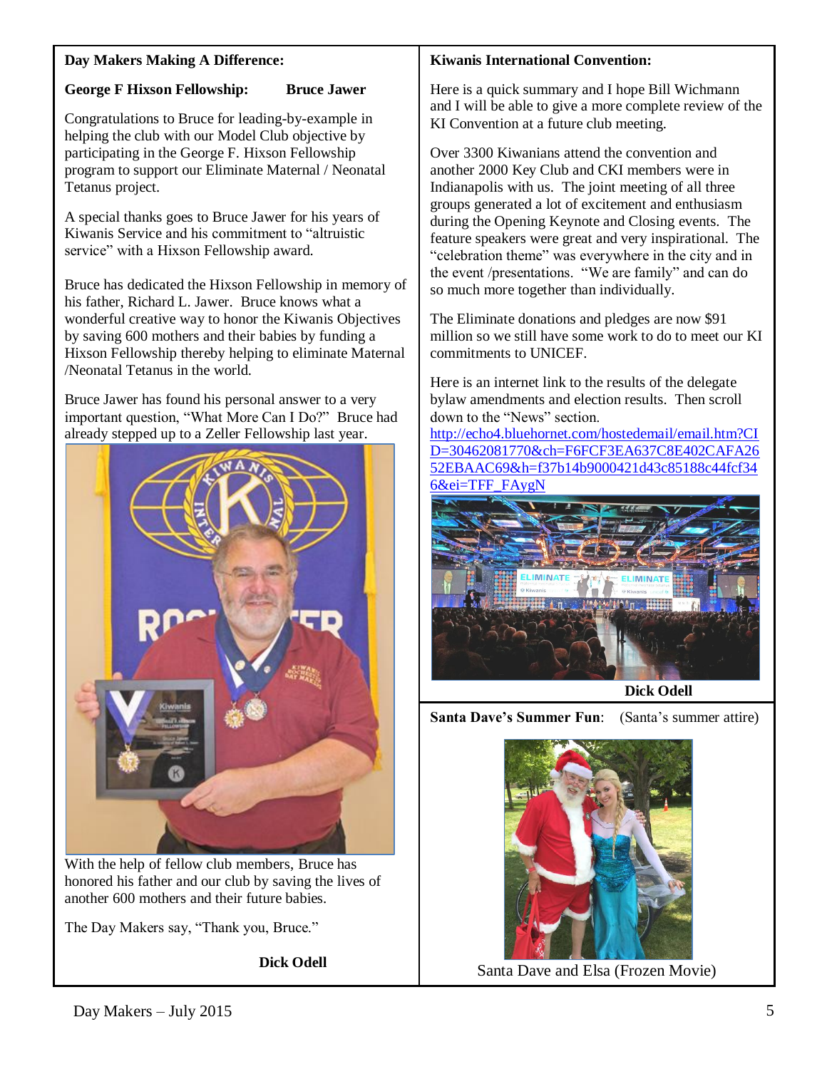**Day Makers Making A Difference:**

**George F Hixson Fellowship: Bruce Jawer**

Congratulations to Bruce for leading-by-example in helping the club with our Model Club objective by participating in the George F. Hixson Fellowship program to support our Eliminate Maternal / Neonatal Tetanus project.

A special thanks goes to Bruce Jawer for his years of Kiwanis Service and his commitment to "altruistic service" with a Hixson Fellowship award.

Bruce has dedicated the Hixson Fellowship in memory of his father, Richard L. Jawer. Bruce knows what a wonderful creative way to honor the Kiwanis Objectives by saving 600 mothers and their babies by funding a Hixson Fellowship thereby helping to eliminate Maternal /Neonatal Tetanus in the world.

Bruce Jawer has found his personal answer to a very important question, "What More Can I Do?" Bruce had already stepped up to a Zeller Fellowship last year.

With the help of fellow club members, Bruce has honored his father and our club by saving the lives of another 600 mothers and their future babies.

The Day Makers say, "Thank you, Bruce."

**Dick Odell**

**Kiwanis International Convention:**

Here is a quick summary and I hope Bill Wichmann and I will be able to give a more complete review of the KI Convention at a future club meeting.

Over 3300 Kiwanians attend the convention and another 2000 Key Club and CKI members were in Indianapolis with us. The joint meeting of all three groups generated a lot of excitement and enthusiasm during the Opening Keynote and Closing events. The feature speakers were great and very inspirational. The "celebration theme" was everywhere in the city and in the event /presentations. "We are family" and can do so much more together than individually.

The Eliminate donations and pledges are now $91 million so we still have some work to do to meet our KI commitments to UNICEF.

Here is an internet link to the results of the delegate bylaw amendments and election results. Then scroll down to the "News" section.
http://echo4.bluehornet.com/hostedemail/email.htm?CID=30462081770&ch=F6FCF3EA637C8E402CAFA2652EBAAC69&h=f37b14b9000421d43c85188c44fcf346&ei=TFF_FAygN

**Dick Odell**

**Santa Dave's Summer Fun**: (Santa's summer attire)

Santa Dave and Elsa (Frozen Movie)